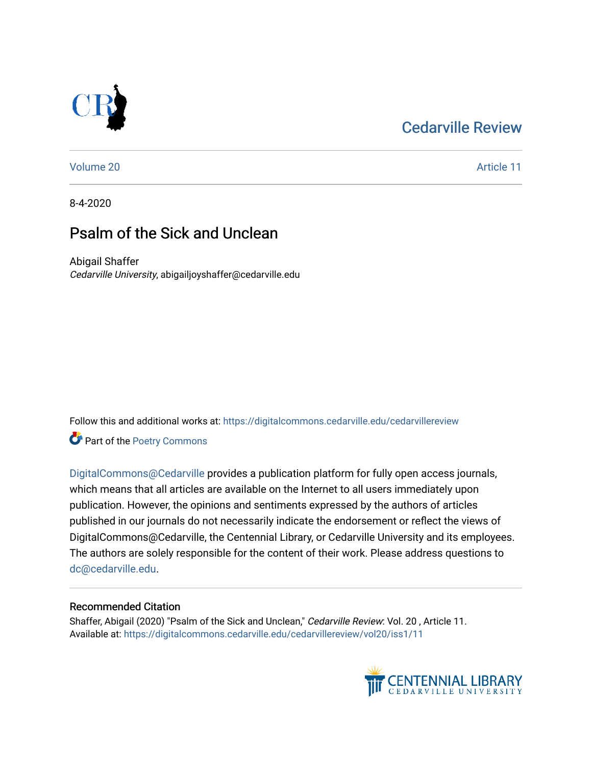Cedarville Review

Volume 20 | Article 11

8-4-2020

# Psalm of the Sick and Unclean

Abigail Shaffer
*Cedarville University*, abigailjoyshaffer@cedarville.edu

Follow this and additional works at: https://digitalcommons.cedarville.edu/cedarvillereview

Part of the Poetry Commons

DigitalCommons@Cedarville provides a publication platform for fully open access journals, which means that all articles are available on the Internet to all users immediately upon publication. However, the opinions and sentiments expressed by the authors of articles published in our journals do not necessarily indicate the endorsement or reflect the views of DigitalCommons@Cedarville, the Centennial Library, or Cedarville University and its employees. The authors are solely responsible for the content of their work. Please address questions to dc@cedarville.edu.

## Recommended Citation

Shaffer, Abigail (2020) "Psalm of the Sick and Unclean," *Cedarville Review*: Vol. 20 , Article 11.
Available at: https://digitalcommons.cedarville.edu/cedarvillereview/vol20/iss1/11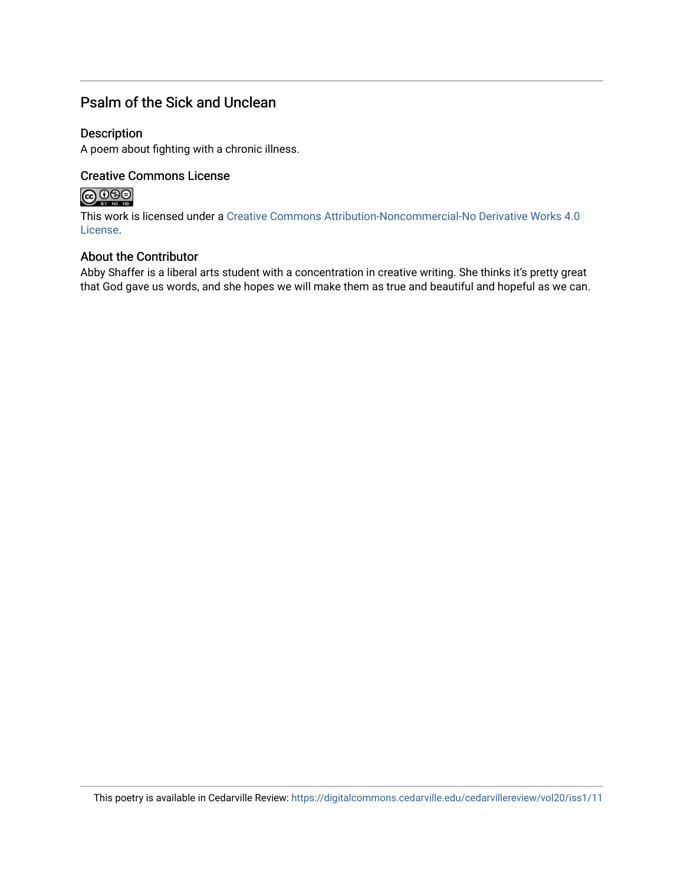## Psalm of the Sick and Unclean

### Description

A poem about fighting with a chronic illness.

### Creative Commons License

This work is licensed under a Creative Commons Attribution-Noncommercial-No Derivative Works 4.0 License.

### About the Contributor

Abby Shaffer is a liberal arts student with a concentration in creative writing. She thinks it's pretty great that God gave us words, and she hopes we will make them as true and beautiful and hopeful as we can.

This poetry is available in Cedarville Review: https://digitalcommons.cedarville.edu/cedarvillereview/vol20/iss1/11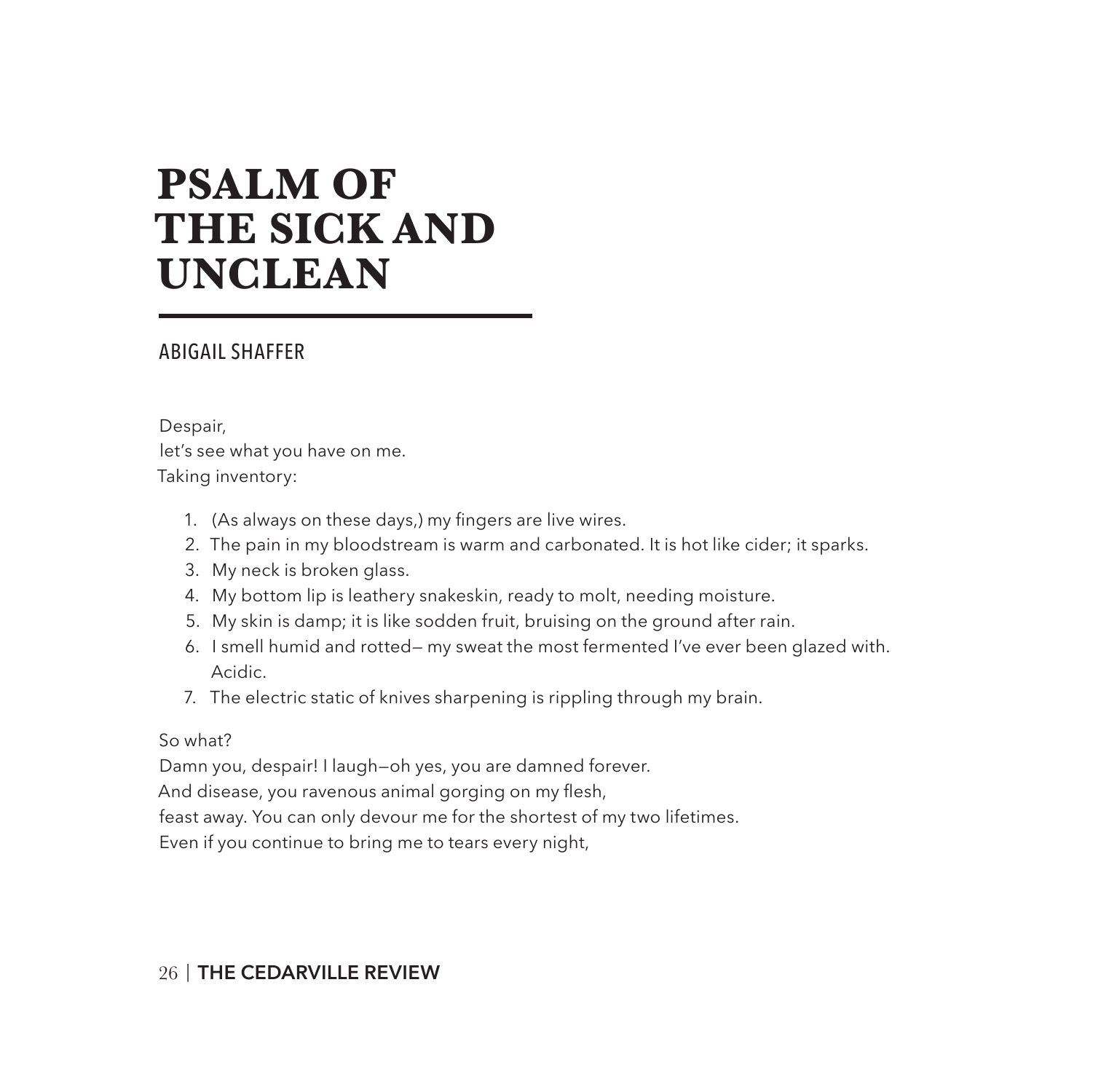# PSALM OF THE SICK AND UNCLEAN

ABIGAIL SHAFFER

Despair,
let's see what you have on me.
Taking inventory:

1. (As always on these days,) my fingers are live wires.
2. The pain in my bloodstream is warm and carbonated. It is hot like cider; it sparks.
3. My neck is broken glass.
4. My bottom lip is leathery snakeskin, ready to molt, needing moisture.
5. My skin is damp; it is like sodden fruit, bruising on the ground after rain.
6. I smell humid and rotted— my sweat the most fermented I've ever been glazed with. Acidic.
7. The electric static of knives sharpening is rippling through my brain.

So what?
Damn you, despair! I laugh—oh yes, you are damned forever.
And disease, you ravenous animal gorging on my flesh,
feast away. You can only devour me for the shortest of my two lifetimes.
Even if you continue to bring me to tears every night,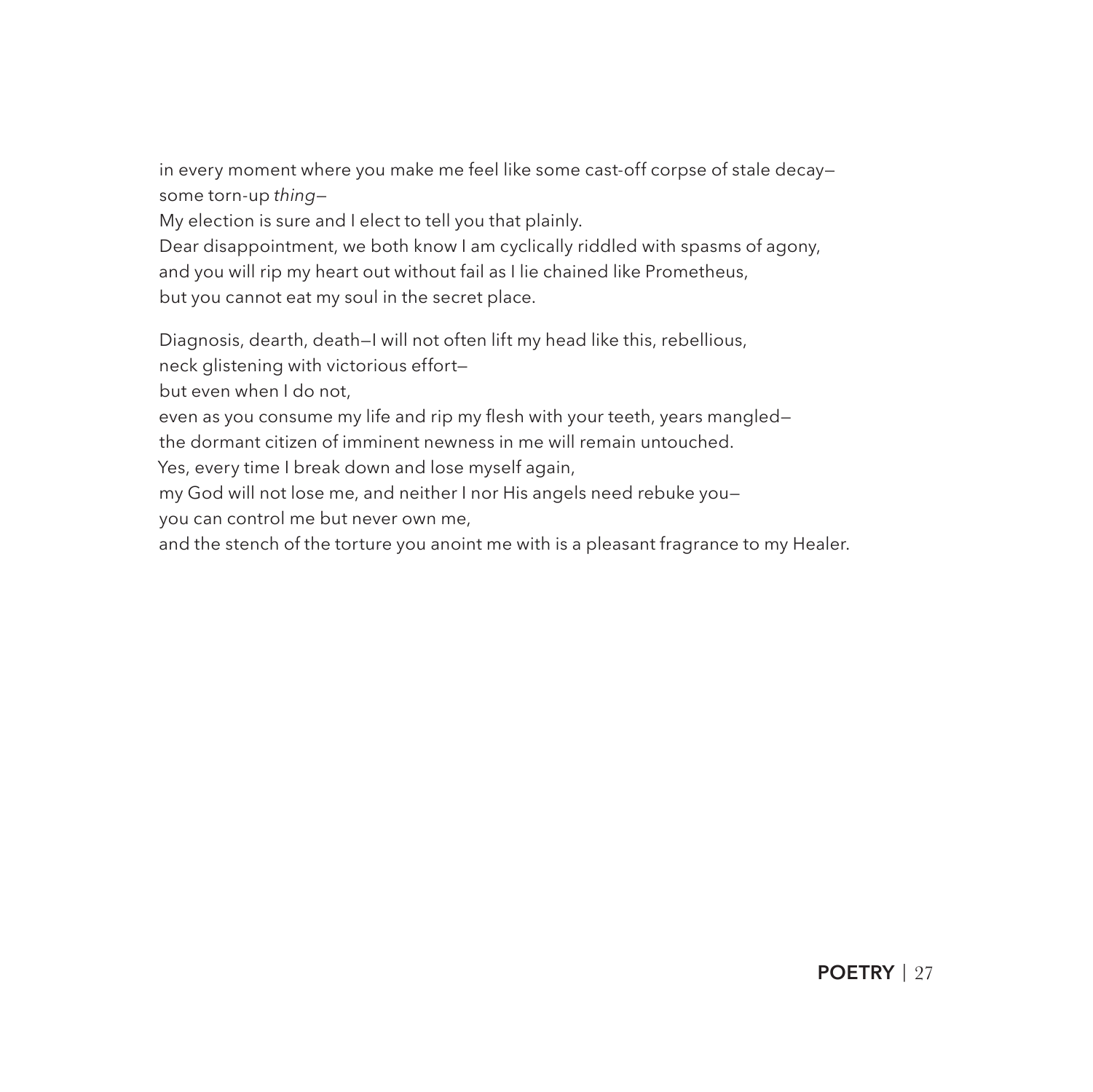in every moment where you make me feel like some cast-off corpse of stale decay—
some torn-up *thing*—
My election is sure and I elect to tell you that plainly.
Dear disappointment, we both know I am cyclically riddled with spasms of agony,
and you will rip my heart out without fail as I lie chained like Prometheus,
but you cannot eat my soul in the secret place.

Diagnosis, dearth, death—I will not often lift my head like this, rebellious,
neck glistening with victorious effort—
but even when I do not,
even as you consume my life and rip my flesh with your teeth, years mangled—
the dormant citizen of imminent newness in me will remain untouched.
Yes, every time I break down and lose myself again,
my God will not lose me, and neither I nor His angels need rebuke you—
you can control me but never own me,
and the stench of the torture you anoint me with is a pleasant fragrance to my Healer.